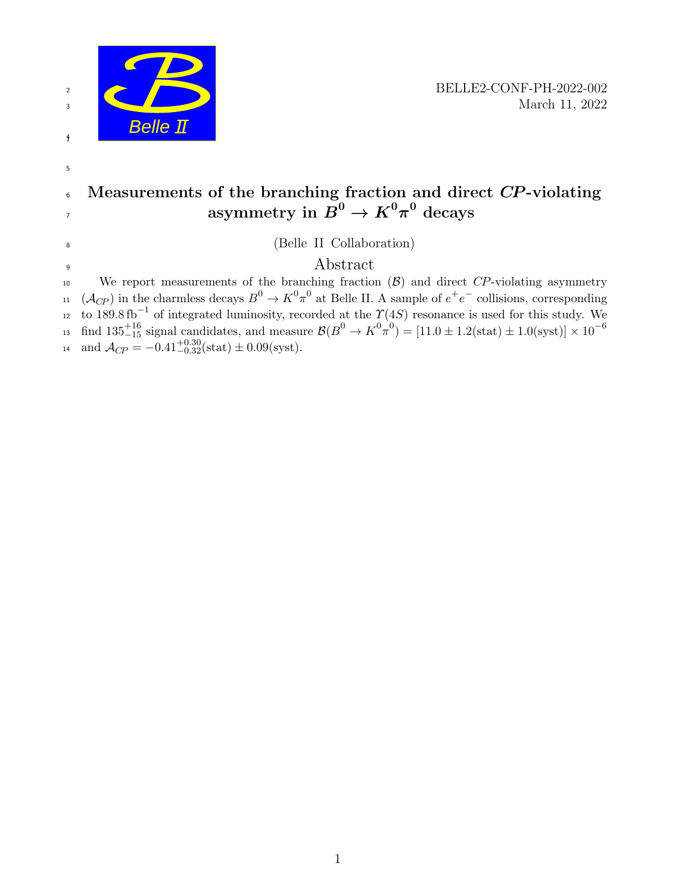BELLE2-CONF-PH-2022-002
March 11, 2022

# Measurements of the branching fraction and direct *CP*-violating asymmetry in $B^0 \to K^0\pi^0$ decays

(Belle II Collaboration)

## Abstract

We report measurements of the branching fraction ($\mathcal{B}$) and direct *CP*-violating asymmetry ($\mathcal{A}_{CP}$) in the charmless decays $B^0 \to K^0\pi^0$ at Belle II. A sample of $e^+e^-$ collisions, corresponding to $189.8\,\mathrm{fb}^{-1}$ of integrated luminosity, recorded at the $\Upsilon(4S)$ resonance is used for this study. We find $135^{+16}_{-15}$ signal candidates, and measure $\mathcal{B}(B^0 \to K^0\pi^0) = [11.0 \pm 1.2(\mathrm{stat}) \pm 1.0(\mathrm{syst})] \times 10^{-6}$ and $\mathcal{A}_{CP} = -0.41^{+0.30}_{-0.32}(\mathrm{stat}) \pm 0.09(\mathrm{syst})$.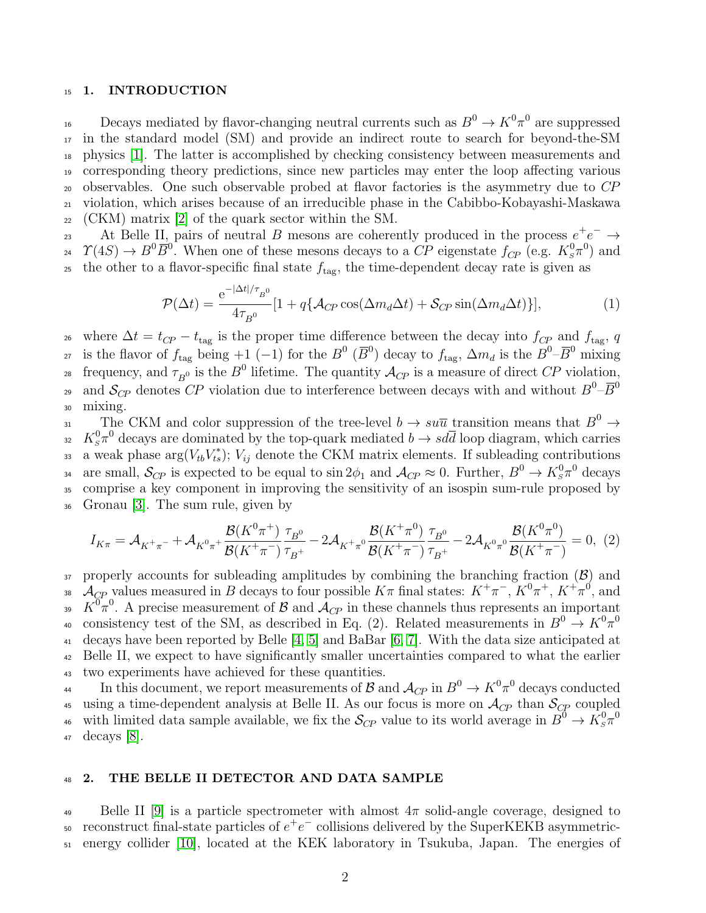## 1. INTRODUCTION

Decays mediated by flavor-changing neutral currents such as $B^0 \to K^0\pi^0$ are suppressed in the standard model (SM) and provide an indirect route to search for beyond-the-SM physics [1]. The latter is accomplished by checking consistency between measurements and corresponding theory predictions, since new particles may enter the loop affecting various observables. One such observable probed at flavor factories is the asymmetry due to $CP$ violation, which arises because of an irreducible phase in the Cabibbo-Kobayashi-Maskawa (CKM) matrix [2] of the quark sector within the SM.

At Belle II, pairs of neutral $B$ mesons are coherently produced in the process $e^+e^- \to \Upsilon(4S) \to B^0\overline{B}^0$. When one of these mesons decays to a $CP$ eigenstate $f_{CP}$ (e.g. $K_S^0\pi^0$) and the other to a flavor-specific final state $f_{\rm tag}$, the time-dependent decay rate is given as

$$\mathcal{P}(\Delta t) = \frac{\mathrm{e}^{-|\Delta t|/\tau_{B^0}}}{4\tau_{B^0}}[1 + q\{\mathcal{A}_{CP}\cos(\Delta m_d \Delta t) + \mathcal{S}_{CP}\sin(\Delta m_d \Delta t)\}], \tag{1}$$

where $\Delta t = t_{CP} - t_{\rm tag}$ is the proper time difference between the decay into $f_{CP}$ and $f_{\rm tag}$, $q$ is the flavor of $f_{\rm tag}$ being $+1$ $(-1)$ for the $B^0$ $(\overline{B}^0)$ decay to $f_{\rm tag}$, $\Delta m_d$ is the $B^0$–$\overline{B}^0$ mixing frequency, and $\tau_{B^0}$ is the $B^0$ lifetime. The quantity $\mathcal{A}_{CP}$ is a measure of direct $CP$ violation, and $\mathcal{S}_{CP}$ denotes $CP$ violation due to interference between decays with and without $B^0$–$\overline{B}^0$ mixing.

The CKM and color suppression of the tree-level $b \to su\overline{u}$ transition means that $B^0 \to K_S^0\pi^0$ decays are dominated by the top-quark mediated $b \to sd\overline{d}$ loop diagram, which carries a weak phase $\arg(V_{tb}V_{ts}^*)$; $V_{ij}$ denote the CKM matrix elements. If subleading contributions are small, $\mathcal{S}_{CP}$ is expected to be equal to $\sin 2\phi_1$ and $\mathcal{A}_{CP} \approx 0$. Further, $B^0 \to K_S^0\pi^0$ decays comprise a key component in improving the sensitivity of an isospin sum-rule proposed by Gronau [3]. The sum rule, given by

$$I_{K\pi} = \mathcal{A}_{K^+\pi^-} + \mathcal{A}_{K^0\pi^+}\frac{\mathcal{B}(K^0\pi^+)}{\mathcal{B}(K^+\pi^-)}\frac{\tau_{B^0}}{\tau_{B^+}} - 2\mathcal{A}_{K^+\pi^0}\frac{\mathcal{B}(K^+\pi^0)}{\mathcal{B}(K^+\pi^-)}\frac{\tau_{B^0}}{\tau_{B^+}} - 2\mathcal{A}_{K^0\pi^0}\frac{\mathcal{B}(K^0\pi^0)}{\mathcal{B}(K^+\pi^-)} = 0, \tag{2}$$

properly accounts for subleading amplitudes by combining the branching fraction ($\mathcal{B}$) and $\mathcal{A}_{CP}$ values measured in $B$ decays to four possible $K\pi$ final states: $K^+\pi^-$, $K^0\pi^+$, $K^+\pi^0$, and $K^0\pi^0$. A precise measurement of $\mathcal{B}$ and $\mathcal{A}_{CP}$ in these channels thus represents an important consistency test of the SM, as described in Eq. (2). Related measurements in $B^0 \to K^0\pi^0$ decays have been reported by Belle [4, 5] and BaBar [6, 7]. With the data size anticipated at Belle II, we expect to have significantly smaller uncertainties compared to what the earlier two experiments have achieved for these quantities.

In this document, we report measurements of $\mathcal{B}$ and $\mathcal{A}_{CP}$ in $B^0 \to K^0\pi^0$ decays conducted using a time-dependent analysis at Belle II. As our focus is more on $\mathcal{A}_{CP}$ than $\mathcal{S}_{CP}$ coupled with limited data sample available, we fix the $\mathcal{S}_{CP}$ value to its world average in $B^0 \to K_S^0\pi^0$ decays [8].

## 2. THE BELLE II DETECTOR AND DATA SAMPLE

Belle II [9] is a particle spectrometer with almost $4\pi$ solid-angle coverage, designed to reconstruct final-state particles of $e^+e^-$ collisions delivered by the SuperKEKB asymmetric-energy collider [10], located at the KEK laboratory in Tsukuba, Japan. The energies of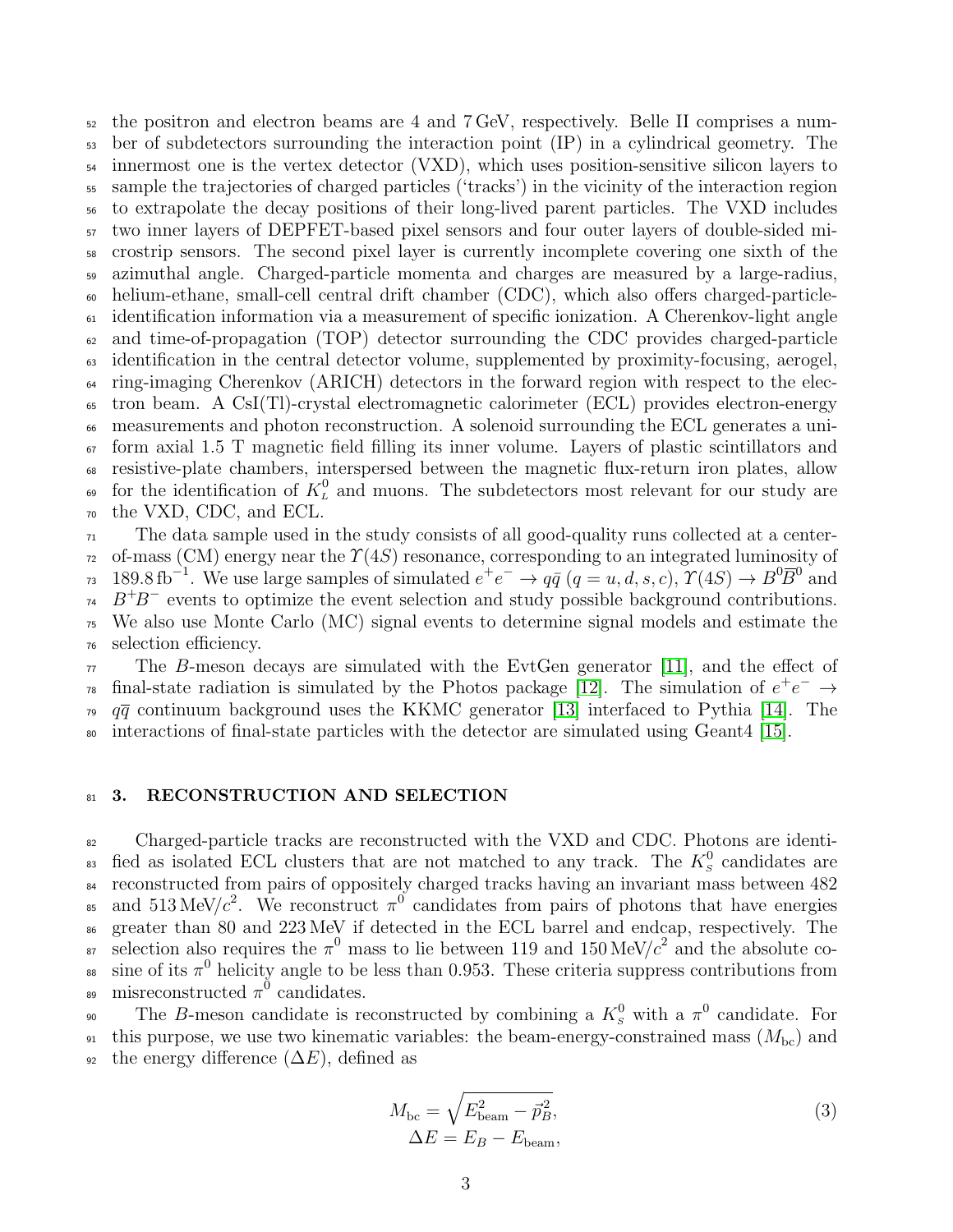the positron and electron beams are 4 and 7 GeV, respectively. Belle II comprises a number of subdetectors surrounding the interaction point (IP) in a cylindrical geometry. The innermost one is the vertex detector (VXD), which uses position-sensitive silicon layers to sample the trajectories of charged particles ('tracks') in the vicinity of the interaction region to extrapolate the decay positions of their long-lived parent particles. The VXD includes two inner layers of DEPFET-based pixel sensors and four outer layers of double-sided microstrip sensors. The second pixel layer is currently incomplete covering one sixth of the azimuthal angle. Charged-particle momenta and charges are measured by a large-radius, helium-ethane, small-cell central drift chamber (CDC), which also offers charged-particle-identification information via a measurement of specific ionization. A Cherenkov-light angle and time-of-propagation (TOP) detector surrounding the CDC provides charged-particle identification in the central detector volume, supplemented by proximity-focusing, aerogel, ring-imaging Cherenkov (ARICH) detectors in the forward region with respect to the electron beam. A CsI(Tl)-crystal electromagnetic calorimeter (ECL) provides electron-energy measurements and photon reconstruction. A solenoid surrounding the ECL generates a uniform axial 1.5 T magnetic field filling its inner volume. Layers of plastic scintillators and resistive-plate chambers, interspersed between the magnetic flux-return iron plates, allow for the identification of $K_L^0$ and muons. The subdetectors most relevant for our study are the VXD, CDC, and ECL.

The data sample used in the study consists of all good-quality runs collected at a center-of-mass (CM) energy near the $\Upsilon(4S)$ resonance, corresponding to an integrated luminosity of $189.8\,\mathrm{fb}^{-1}$. We use large samples of simulated $e^+e^- \to q\bar{q}$ ($q = u, d, s, c$), $\Upsilon(4S) \to B^0\overline{B}^0$ and $B^+B^-$ events to optimize the event selection and study possible background contributions. We also use Monte Carlo (MC) signal events to determine signal models and estimate the selection efficiency.

The $B$-meson decays are simulated with the EvtGen generator [11], and the effect of final-state radiation is simulated by the Photos package [12]. The simulation of $e^+e^- \to q\bar{q}$ continuum background uses the KKMC generator [13] interfaced to Pythia [14]. The interactions of final-state particles with the detector are simulated using Geant4 [15].

## 3. RECONSTRUCTION AND SELECTION

Charged-particle tracks are reconstructed with the VXD and CDC. Photons are identified as isolated ECL clusters that are not matched to any track. The $K_S^0$ candidates are reconstructed from pairs of oppositely charged tracks having an invariant mass between 482 and $513\,\mathrm{MeV}/c^2$. We reconstruct $\pi^0$ candidates from pairs of photons that have energies greater than 80 and 223 MeV if detected in the ECL barrel and endcap, respectively. The selection also requires the $\pi^0$ mass to lie between 119 and $150\,\mathrm{MeV}/c^2$ and the absolute cosine of its $\pi^0$ helicity angle to be less than 0.953. These criteria suppress contributions from misreconstructed $\pi^0$ candidates.

The $B$-meson candidate is reconstructed by combining a $K_S^0$ with a $\pi^0$ candidate. For this purpose, we use two kinematic variables: the beam-energy-constrained mass ($M_{\mathrm{bc}}$) and the energy difference ($\Delta E$), defined as

$$
\begin{aligned}
M_{\mathrm{bc}} &= \sqrt{E_{\mathrm{beam}}^2 - \vec{p}_B^{\,2}}, \\
\Delta E &= E_B - E_{\mathrm{beam}},
\end{aligned}
\tag{3}
$$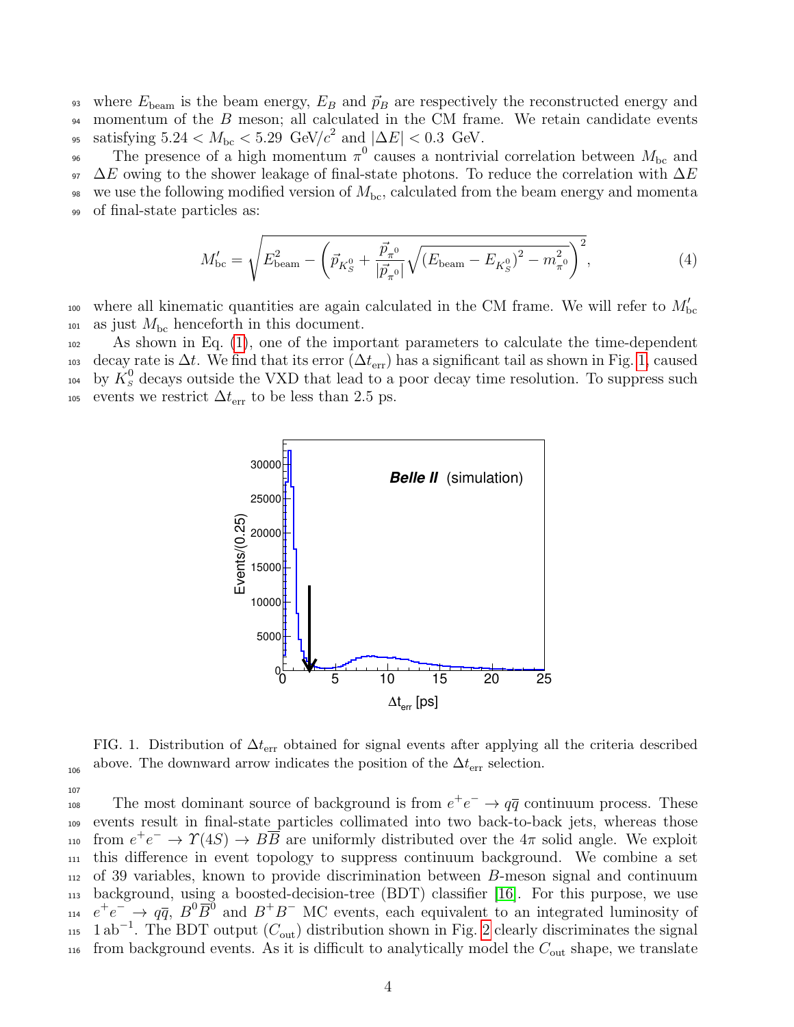where $E_{\mathrm{beam}}$ is the beam energy, $E_B$ and $\vec{p}_B$ are respectively the reconstructed energy and momentum of the $B$ meson; all calculated in the CM frame. We retain candidate events satisfying $5.24 < M_{\mathrm{bc}} < 5.29\ \mathrm{GeV}/c^2$ and $|\Delta E| < 0.3\ \mathrm{GeV}$.

The presence of a high momentum $\pi^0$ causes a nontrivial correlation between $M_{\mathrm{bc}}$ and $\Delta E$ owing to the shower leakage of final-state photons. To reduce the correlation with $\Delta E$ we use the following modified version of $M_{\mathrm{bc}}$, calculated from the beam energy and momenta of final-state particles as:

$$M'_{\mathrm{bc}} = \sqrt{E^2_{\mathrm{beam}} - \left(\vec{p}_{K^0_S} + \frac{\vec{p}_{\pi^0}}{|\vec{p}_{\pi^0}|}\sqrt{(E_{\mathrm{beam}} - E_{K^0_S})^2 - m^2_{\pi^0}}\right)^2}, \tag{4}$$

where all kinematic quantities are again calculated in the CM frame. We will refer to $M'_{\mathrm{bc}}$ as just $M_{\mathrm{bc}}$ henceforth in this document.

As shown in Eq. (1), one of the important parameters to calculate the time-dependent decay rate is $\Delta t$. We find that its error ($\Delta t_{\mathrm{err}}$) has a significant tail as shown in Fig. 1, caused by $K^0_S$ decays outside the VXD that lead to a poor decay time resolution. To suppress such events we restrict $\Delta t_{\mathrm{err}}$ to be less than 2.5 ps.

FIG. 1. Distribution of $\Delta t_{\mathrm{err}}$ obtained for signal events after applying all the criteria described above. The downward arrow indicates the position of the $\Delta t_{\mathrm{err}}$ selection.

The most dominant source of background is from $e^+e^- \to q\overline{q}$ continuum process. These events result in final-state particles collimated into two back-to-back jets, whereas those from $e^+e^- \to \Upsilon(4S) \to B\overline{B}$ are uniformly distributed over the $4\pi$ solid angle. We exploit this difference in event topology to suppress continuum background. We combine a set of 39 variables, known to provide discrimination between $B$-meson signal and continuum background, using a boosted-decision-tree (BDT) classifier [16]. For this purpose, we use $e^+e^- \to q\overline{q}$, $B^0\overline{B}^0$ and $B^+B^-$ MC events, each equivalent to an integrated luminosity of $1\,\mathrm{ab}^{-1}$. The BDT output ($C_{\mathrm{out}}$) distribution shown in Fig. 2 clearly discriminates the signal from background events. As it is difficult to analytically model the $C_{\mathrm{out}}$ shape, we translate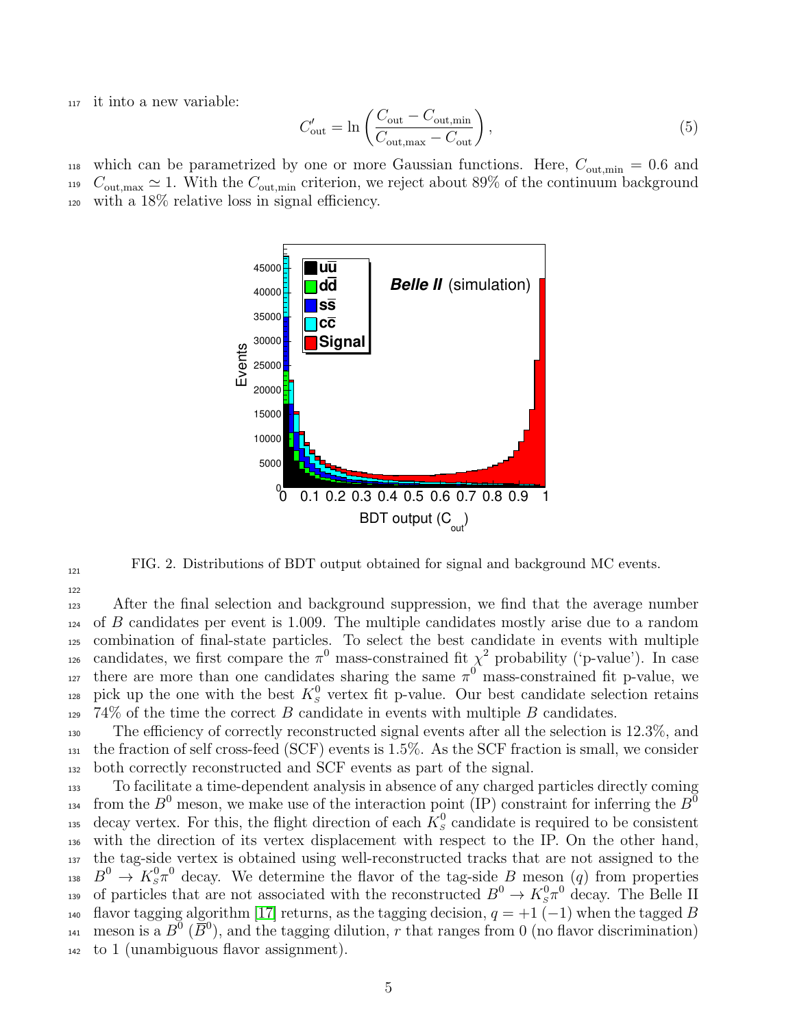it into a new variable:

$$C'_{\text{out}} = \ln\left(\frac{C_{\text{out}} - C_{\text{out,min}}}{C_{\text{out,max}} - C_{\text{out}}}\right), \tag{5}$$

which can be parametrized by one or more Gaussian functions. Here, $C_{\text{out,min}} = 0.6$ and $C_{\text{out,max}} \simeq 1$. With the $C_{\text{out,min}}$ criterion, we reject about 89% of the continuum background with a 18% relative loss in signal efficiency.

FIG. 2. Distributions of BDT output obtained for signal and background MC events.

After the final selection and background suppression, we find that the average number of $B$ candidates per event is 1.009. The multiple candidates mostly arise due to a random combination of final-state particles. To select the best candidate in events with multiple candidates, we first compare the $\pi^0$ mass-constrained fit $\chi^2$ probability ('p-value'). In case there are more than one candidates sharing the same $\pi^0$ mass-constrained fit p-value, we pick up the one with the best $K_S^0$ vertex fit p-value. Our best candidate selection retains 74% of the time the correct $B$ candidate in events with multiple $B$ candidates.

The efficiency of correctly reconstructed signal events after all the selection is 12.3%, and the fraction of self cross-feed (SCF) events is 1.5%. As the SCF fraction is small, we consider both correctly reconstructed and SCF events as part of the signal.

To facilitate a time-dependent analysis in absence of any charged particles directly coming from the $B^0$ meson, we make use of the interaction point (IP) constraint for inferring the $B^0$ decay vertex. For this, the flight direction of each $K_S^0$ candidate is required to be consistent with the direction of its vertex displacement with respect to the IP. On the other hand, the tag-side vertex is obtained using well-reconstructed tracks that are not assigned to the $B^0 \to K_S^0\pi^0$ decay. We determine the flavor of the tag-side $B$ meson ($q$) from properties of particles that are not associated with the reconstructed $B^0 \to K_S^0\pi^0$ decay. The Belle II flavor tagging algorithm [17] returns, as the tagging decision, $q = +1$ $(-1)$ when the tagged $B$ meson is a $B^0$ ($\overline{B}^0$), and the tagging dilution, $r$ that ranges from 0 (no flavor discrimination) to 1 (unambiguous flavor assignment).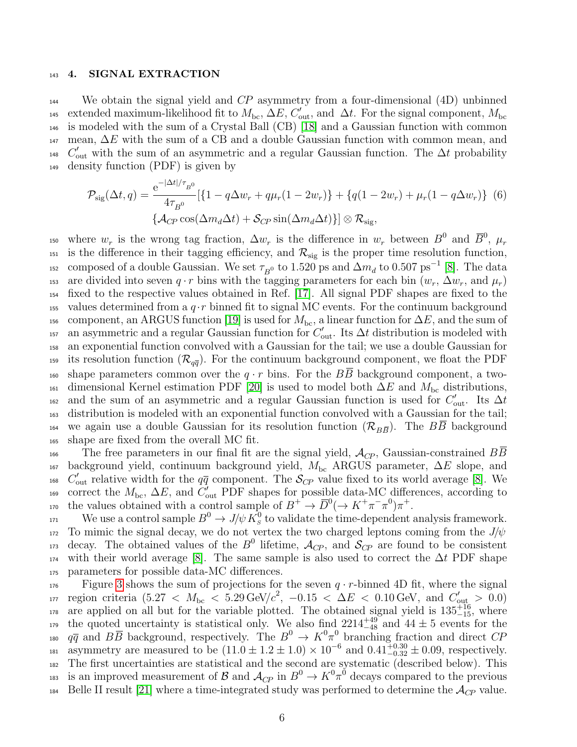## 4. SIGNAL EXTRACTION

We obtain the signal yield and $CP$ asymmetry from a four-dimensional (4D) unbinned extended maximum-likelihood fit to $M_{\rm bc}$, $\Delta E$, $C'_{\rm out}$, and $\Delta t$. For the signal component, $M_{\rm bc}$ is modeled with the sum of a Crystal Ball (CB) [18] and a Gaussian function with common mean, $\Delta E$ with the sum of a CB and a double Gaussian function with common mean, and $C'_{\rm out}$ with the sum of an asymmetric and a regular Gaussian function. The $\Delta t$ probability density function (PDF) is given by

$$\mathcal{P}_{\rm sig}(\Delta t, q) = \frac{{\rm e}^{-|\Delta t|/\tau_{B^0}}}{4\tau_{B^0}}[\{1 - q\Delta w_r + q\mu_r(1-2w_r)\} + \{q(1-2w_r) + \mu_r(1-q\Delta w_r)\} \\ \{\mathcal{A}_{CP}\cos(\Delta m_d \Delta t) + \mathcal{S}_{CP}\sin(\Delta m_d \Delta t)\}] \otimes \mathcal{R}_{\rm sig}, \quad (6)$$

where $w_r$ is the wrong tag fraction, $\Delta w_r$ is the difference in $w_r$ between $B^0$ and $\overline{B}^0$, $\mu_r$ is the difference in their tagging efficiency, and $\mathcal{R}_{\rm sig}$ is the proper time resolution function, composed of a double Gaussian. We set $\tau_{B^0}$ to 1.520 ps and $\Delta m_d$ to 0.507 ps$^{-1}$ [8]. The data are divided into seven $q \cdot r$ bins with the tagging parameters for each bin ($w_r$, $\Delta w_r$, and $\mu_r$) fixed to the respective values obtained in Ref. [17]. All signal PDF shapes are fixed to the values determined from a $q \cdot r$ binned fit to signal MC events. For the continuum background component, an ARGUS function [19] is used for $M_{\rm bc}$, a linear function for $\Delta E$, and the sum of an asymmetric and a regular Gaussian function for $C'_{\rm out}$. Its $\Delta t$ distribution is modeled with an exponential function convolved with a Gaussian for the tail; we use a double Gaussian for its resolution function ($\mathcal{R}_{q\overline{q}}$). For the continuum background component, we float the PDF shape parameters common over the $q \cdot r$ bins. For the $B\overline{B}$ background component, a two-dimensional Kernel estimation PDF [20] is used to model both $\Delta E$ and $M_{\rm bc}$ distributions, and the sum of an asymmetric and a regular Gaussian function is used for $C'_{\rm out}$. Its $\Delta t$ distribution is modeled with an exponential function convolved with a Gaussian for the tail; we again use a double Gaussian for its resolution function ($\mathcal{R}_{B\overline{B}}$). The $B\overline{B}$ background shape are fixed from the overall MC fit.

The free parameters in our final fit are the signal yield, $\mathcal{A}_{CP}$, Gaussian-constrained $B\overline{B}$ background yield, continuum background yield, $M_{\rm bc}$ ARGUS parameter, $\Delta E$ slope, and $C'_{\rm out}$ relative width for the $q\overline{q}$ component. The $\mathcal{S}_{CP}$ value fixed to its world average [8]. We correct the $M_{\rm bc}$, $\Delta E$, and $C'_{\rm out}$ PDF shapes for possible data-MC differences, according to the values obtained with a control sample of $B^+ \to \overline{D}^0(\to K^+\pi^-\pi^0)\pi^+$.

We use a control sample $B^0 \to J/\psi\, K^0_S$ to validate the time-dependent analysis framework. To mimic the signal decay, we do not vertex the two charged leptons coming from the $J/\psi$ decay. The obtained values of the $B^0$ lifetime, $\mathcal{A}_{CP}$, and $\mathcal{S}_{CP}$ are found to be consistent with their world average [8]. The same sample is also used to correct the $\Delta t$ PDF shape parameters for possible data-MC differences.

Figure 3 shows the sum of projections for the seven $q \cdot r$-binned 4D fit, where the signal region criteria ($5.27 < M_{\rm bc} < 5.29\,{\rm GeV}/c^2$, $-0.15 < \Delta E < 0.10\,{\rm GeV}$, and $C'_{\rm out} > 0.0$) are applied on all but for the variable plotted. The obtained signal yield is $135^{+16}_{-15}$, where the quoted uncertainty is statistical only. We also find $2214^{+49}_{-48}$ and $44 \pm 5$ events for the $q\overline{q}$ and $B\overline{B}$ background, respectively. The $B^0 \to K^0\pi^0$ branching fraction and direct $CP$ asymmetry are measured to be $(11.0 \pm 1.2 \pm 1.0) \times 10^{-6}$ and $0.41^{+0.30}_{-0.32} \pm 0.09$, respectively. The first uncertainties are statistical and the second are systematic (described below). This is an improved measurement of $\mathcal{B}$ and $\mathcal{A}_{CP}$ in $B^0 \to K^0\pi^0$ decays compared to the previous Belle II result [21] where a time-integrated study was performed to determine the $\mathcal{A}_{CP}$ value.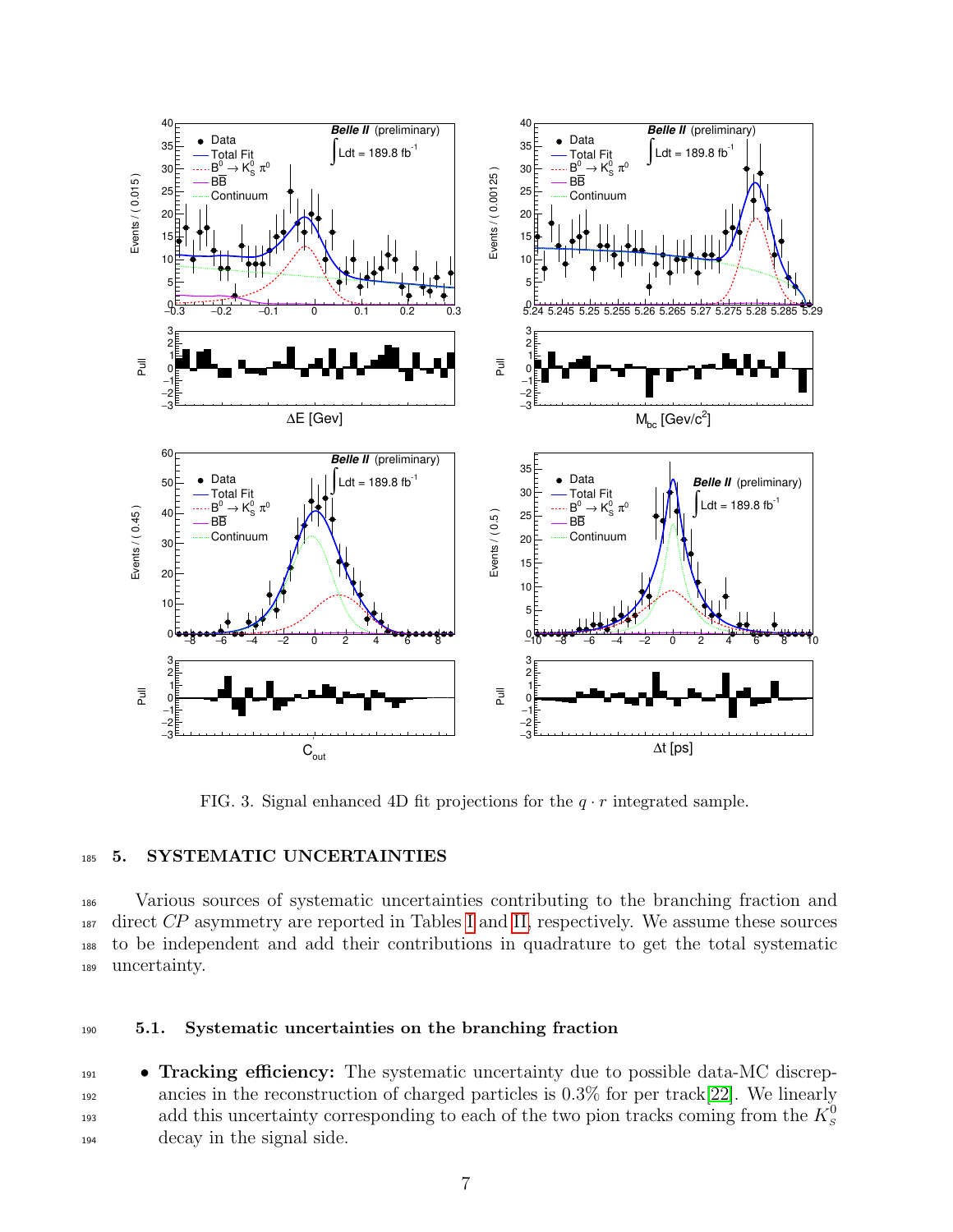FIG. 3. Signal enhanced 4D fit projections for the $q \cdot r$ integrated sample.

## 5. SYSTEMATIC UNCERTAINTIES

Various sources of systematic uncertainties contributing to the branching fraction and direct $CP$ asymmetry are reported in Tables I and II, respectively. We assume these sources to be independent and add their contributions in quadrature to get the total systematic uncertainty.

### 5.1. Systematic uncertainties on the branching fraction

- **Tracking efficiency:** The systematic uncertainty due to possible data-MC discrepancies in the reconstruction of charged particles is 0.3% for per track[22]. We linearly add this uncertainty corresponding to each of the two pion tracks coming from the $K_S^0$ decay in the signal side.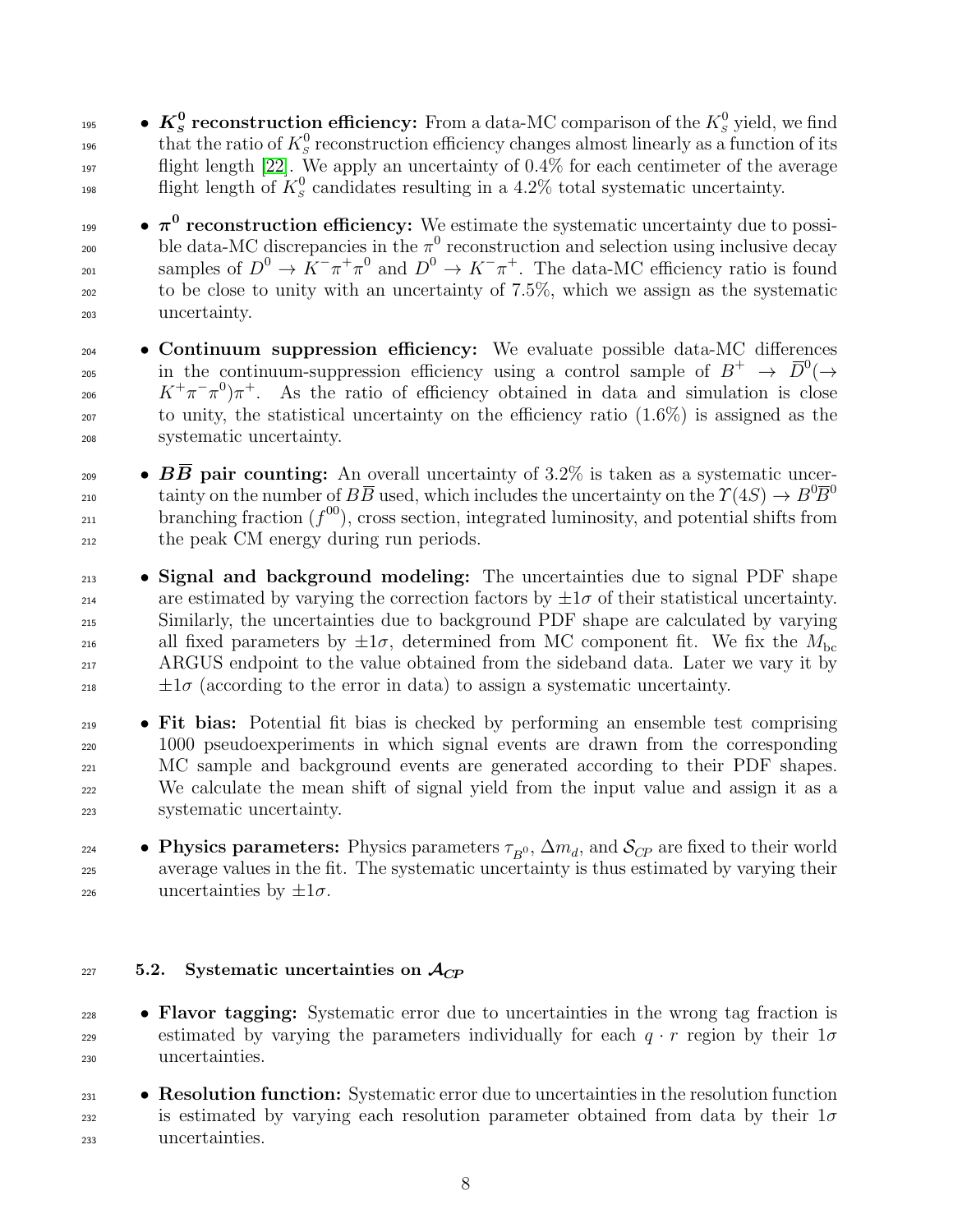- **$K_S^0$ reconstruction efficiency:** From a data-MC comparison of the $K_S^0$ yield, we find that the ratio of $K_S^0$ reconstruction efficiency changes almost linearly as a function of its flight length [22]. We apply an uncertainty of 0.4% for each centimeter of the average flight length of $K_S^0$ candidates resulting in a 4.2% total systematic uncertainty.

- **$\pi^0$ reconstruction efficiency:** We estimate the systematic uncertainty due to possible data-MC discrepancies in the $\pi^0$ reconstruction and selection using inclusive decay samples of $D^0 \to K^-\pi^+\pi^0$ and $D^0 \to K^-\pi^+$. The data-MC efficiency ratio is found to be close to unity with an uncertainty of 7.5%, which we assign as the systematic uncertainty.

- **Continuum suppression efficiency:** We evaluate possible data-MC differences in the continuum-suppression efficiency using a control sample of $B^+ \to \overline{D}^0(\to K^+\pi^-\pi^0)\pi^+$. As the ratio of efficiency obtained in data and simulation is close to unity, the statistical uncertainty on the efficiency ratio (1.6%) is assigned as the systematic uncertainty.

- **$B\overline{B}$ pair counting:** An overall uncertainty of 3.2% is taken as a systematic uncertainty on the number of $B\overline{B}$ used, which includes the uncertainty on the $\Upsilon(4S) \to B^0\overline{B}^0$ branching fraction ($f^{00}$), cross section, integrated luminosity, and potential shifts from the peak CM energy during run periods.

- **Signal and background modeling:** The uncertainties due to signal PDF shape are estimated by varying the correction factors by $\pm1\sigma$ of their statistical uncertainty. Similarly, the uncertainties due to background PDF shape are calculated by varying all fixed parameters by $\pm1\sigma$, determined from MC component fit. We fix the $M_{\rm bc}$ ARGUS endpoint to the value obtained from the sideband data. Later we vary it by $\pm1\sigma$ (according to the error in data) to assign a systematic uncertainty.

- **Fit bias:** Potential fit bias is checked by performing an ensemble test comprising 1000 pseudoexperiments in which signal events are drawn from the corresponding MC sample and background events are generated according to their PDF shapes. We calculate the mean shift of signal yield from the input value and assign it as a systematic uncertainty.

- **Physics parameters:** Physics parameters $\tau_{B^0}$, $\Delta m_d$, and $\mathcal{S}_{CP}$ are fixed to their world average values in the fit. The systematic uncertainty is thus estimated by varying their uncertainties by $\pm1\sigma$.

### 5.2. Systematic uncertainties on $\mathcal{A}_{CP}$

- **Flavor tagging:** Systematic error due to uncertainties in the wrong tag fraction is estimated by varying the parameters individually for each $q \cdot r$ region by their $1\sigma$ uncertainties.

- **Resolution function:** Systematic error due to uncertainties in the resolution function is estimated by varying each resolution parameter obtained from data by their $1\sigma$ uncertainties.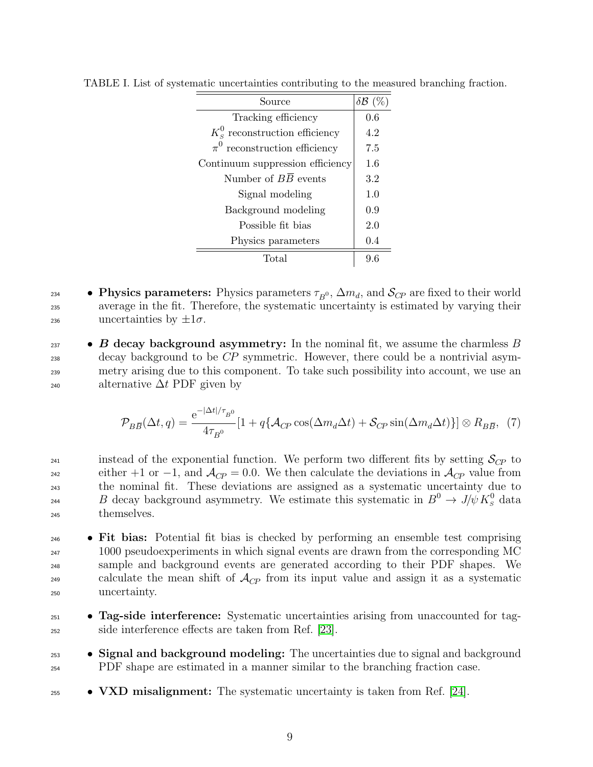TABLE I. List of systematic uncertainties contributing to the measured branching fraction.

| Source | $\delta\mathcal{B}$ (%) |
|---|---|
| Tracking efficiency | 0.6 |
| $K_S^0$ reconstruction efficiency | 4.2 |
| $\pi^0$ reconstruction efficiency | 7.5 |
| Continuum suppression efficiency | 1.6 |
| Number of $B\overline{B}$ events | 3.2 |
| Signal modeling | 1.0 |
| Background modeling | 0.9 |
| Possible fit bias | 2.0 |
| Physics parameters | 0.4 |
| Total | 9.6 |

- **Physics parameters:** Physics parameters $\tau_{B^0}$, $\Delta m_d$, and $\mathcal{S}_{CP}$ are fixed to their world average in the fit. Therefore, the systematic uncertainty is estimated by varying their uncertainties by $\pm 1\sigma$.

- ***B* decay background asymmetry:** In the nominal fit, we assume the charmless $B$ decay background to be $CP$ symmetric. However, there could be a nontrivial asymmetry arising due to this component. To take such possibility into account, we use an alternative $\Delta t$ PDF given by

$$\mathcal{P}_{B\overline{B}}(\Delta t, q) = \frac{e^{-|\Delta t|/\tau_{B^0}}}{4\tau_{B^0}}[1 + q\{\mathcal{A}_{CP}\cos(\Delta m_d \Delta t) + \mathcal{S}_{CP}\sin(\Delta m_d \Delta t)\}] \otimes R_{B\overline{B}}, \quad (7)$$

  instead of the exponential function. We perform two different fits by setting $\mathcal{S}_{CP}$ to either $+1$ or $-1$, and $\mathcal{A}_{CP} = 0.0$. We then calculate the deviations in $\mathcal{A}_{CP}$ value from the nominal fit. These deviations are assigned as a systematic uncertainty due to $B$ decay background asymmetry. We estimate this systematic in $B^0 \to J/\psi K_S^0$ data themselves.

- **Fit bias:** Potential fit bias is checked by performing an ensemble test comprising 1000 pseudoexperiments in which signal events are drawn from the corresponding MC sample and background events are generated according to their PDF shapes. We calculate the mean shift of $\mathcal{A}_{CP}$ from its input value and assign it as a systematic uncertainty.

- **Tag-side interference:** Systematic uncertainties arising from unaccounted for tag-side interference effects are taken from Ref. [23].

- **Signal and background modeling:** The uncertainties due to signal and background PDF shape are estimated in a manner similar to the branching fraction case.

- **VXD misalignment:** The systematic uncertainty is taken from Ref. [24].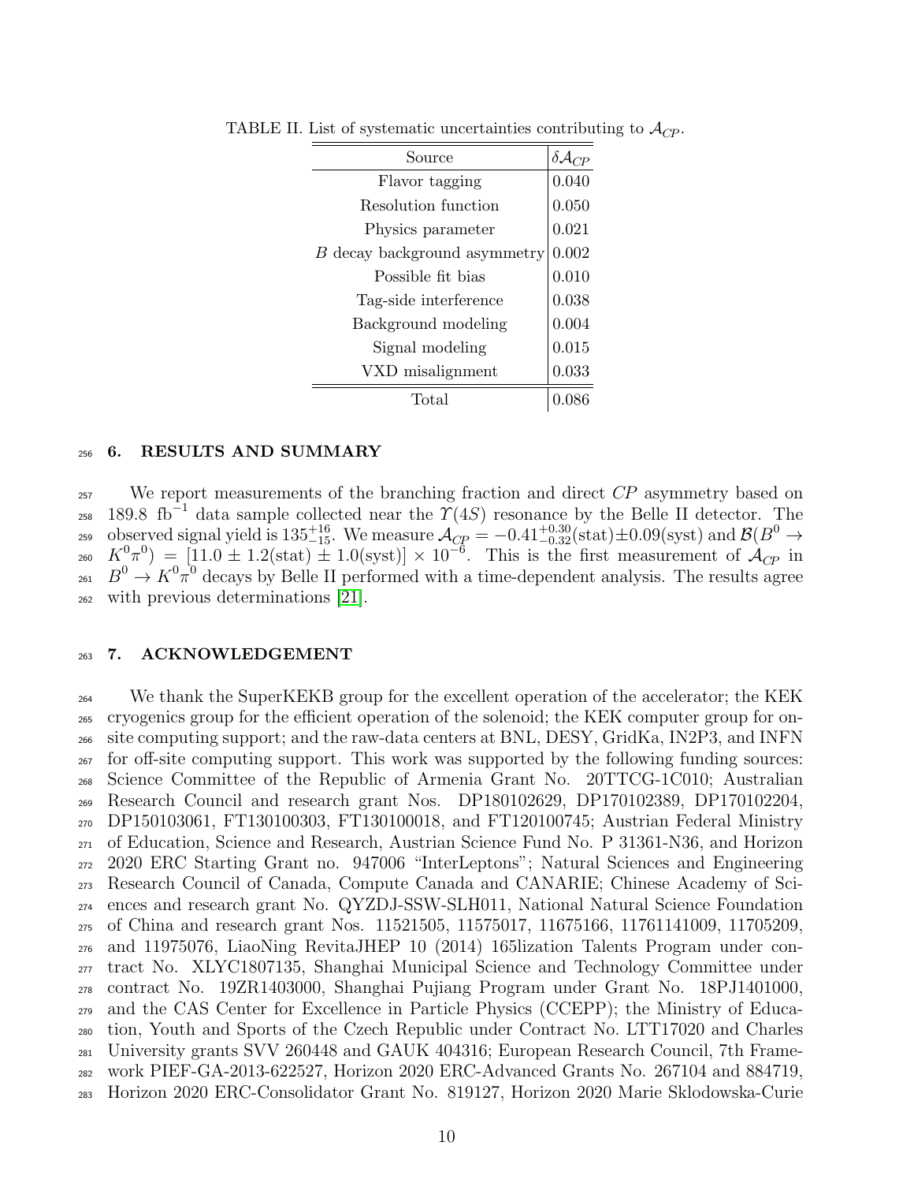TABLE II. List of systematic uncertainties contributing to $\mathcal{A}_{CP}$.

| Source | $\delta\mathcal{A}_{CP}$ |
|---|---|
| Flavor tagging | 0.040 |
| Resolution function | 0.050 |
| Physics parameter | 0.021 |
| $B$ decay background asymmetry | 0.002 |
| Possible fit bias | 0.010 |
| Tag-side interference | 0.038 |
| Background modeling | 0.004 |
| Signal modeling | 0.015 |
| VXD misalignment | 0.033 |
| Total | 0.086 |

## 6. RESULTS AND SUMMARY

We report measurements of the branching fraction and direct $CP$ asymmetry based on 189.8 fb$^{-1}$ data sample collected near the $\Upsilon(4S)$ resonance by the Belle II detector. The observed signal yield is $135^{+16}_{-15}$. We measure $\mathcal{A}_{CP} = -0.41^{+0.30}_{-0.32}(\text{stat})\pm 0.09(\text{syst})$ and $\mathcal{B}(B^0 \to K^0\pi^0) = [11.0 \pm 1.2(\text{stat}) \pm 1.0(\text{syst})] \times 10^{-6}$. This is the first measurement of $\mathcal{A}_{CP}$ in $B^0 \to K^0\pi^0$ decays by Belle II performed with a time-dependent analysis. The results agree with previous determinations [21].

## 7. ACKNOWLEDGEMENT

We thank the SuperKEKB group for the excellent operation of the accelerator; the KEK cryogenics group for the efficient operation of the solenoid; the KEK computer group for on-site computing support; and the raw-data centers at BNL, DESY, GridKa, IN2P3, and INFN for off-site computing support. This work was supported by the following funding sources: Science Committee of the Republic of Armenia Grant No. 20TTCG-1C010; Australian Research Council and research grant Nos. DP180102629, DP170102389, DP170102204, DP150103061, FT130100303, FT130100018, and FT120100745; Austrian Federal Ministry of Education, Science and Research, Austrian Science Fund No. P 31361-N36, and Horizon 2020 ERC Starting Grant no. 947006 "InterLeptons"; Natural Sciences and Engineering Research Council of Canada, Compute Canada and CANARIE; Chinese Academy of Sciences and research grant No. QYZDJ-SSW-SLH011, National Natural Science Foundation of China and research grant Nos. 11521505, 11575017, 11675166, 11761141009, 11705209, and 11975076, LiaoNing RevitaJHEP 10 (2014) 165lization Talents Program under contract No. XLYC1807135, Shanghai Municipal Science and Technology Committee under contract No. 19ZR1403000, Shanghai Pujiang Program under Grant No. 18PJ1401000, and the CAS Center for Excellence in Particle Physics (CCEPP); the Ministry of Education, Youth and Sports of the Czech Republic under Contract No. LTT17020 and Charles University grants SVV 260448 and GAUK 404316; European Research Council, 7th Framework PIEF-GA-2013-622527, Horizon 2020 ERC-Advanced Grants No. 267104 and 884719, Horizon 2020 ERC-Consolidator Grant No. 819127, Horizon 2020 Marie Sklodowska-Curie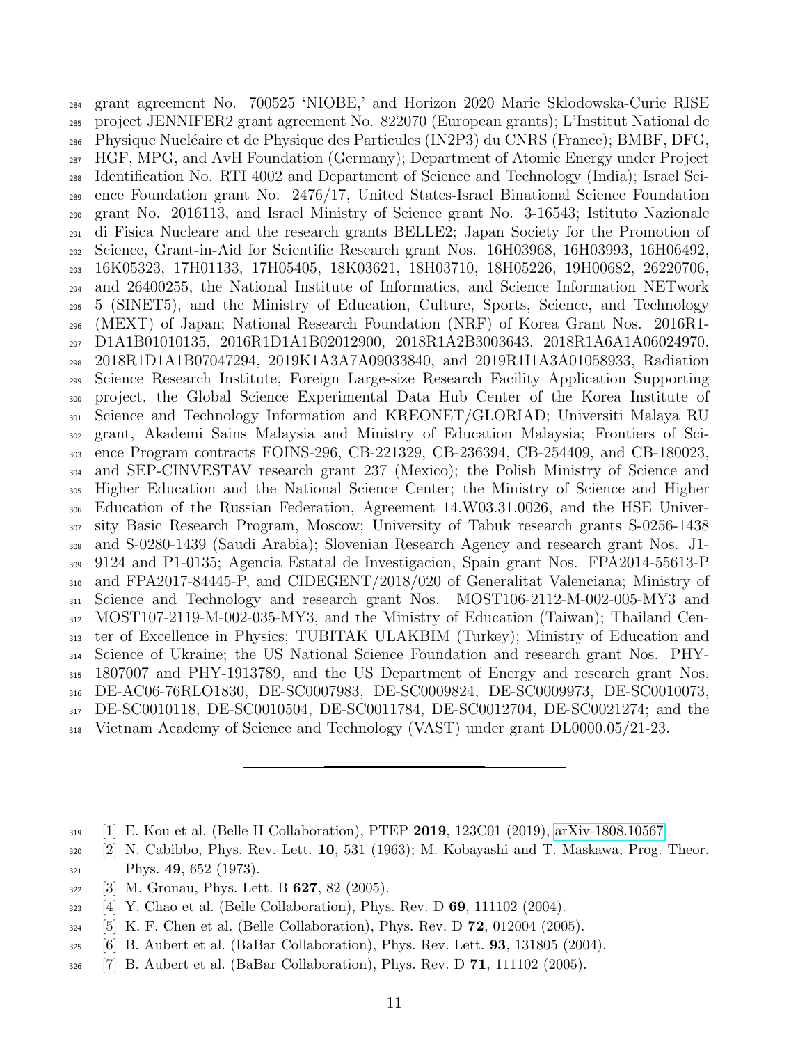grant agreement No. 700525 'NIOBE,' and Horizon 2020 Marie Sklodowska-Curie RISE project JENNIFER2 grant agreement No. 822070 (European grants); L'Institut National de Physique Nucléaire et de Physique des Particules (IN2P3) du CNRS (France); BMBF, DFG, HGF, MPG, and AvH Foundation (Germany); Department of Atomic Energy under Project Identification No. RTI 4002 and Department of Science and Technology (India); Israel Science Foundation grant No. 2476/17, United States-Israel Binational Science Foundation grant No. 2016113, and Israel Ministry of Science grant No. 3-16543; Istituto Nazionale di Fisica Nucleare and the research grants BELLE2; Japan Society for the Promotion of Science, Grant-in-Aid for Scientific Research grant Nos. 16H03968, 16H03993, 16H06492, 16K05323, 17H01133, 17H05405, 18K03621, 18H03710, 18H05226, 19H00682, 26220706, and 26400255, the National Institute of Informatics, and Science Information NETwork 5 (SINET5), and the Ministry of Education, Culture, Sports, Science, and Technology (MEXT) of Japan; National Research Foundation (NRF) of Korea Grant Nos. 2016R1-D1A1B01010135, 2016R1D1A1B02012900, 2018R1A2B3003643, 2018R1A6A1A06024970, 2018R1D1A1B07047294, 2019K1A3A7A09033840, and 2019R1I1A3A01058933, Radiation Science Research Institute, Foreign Large-size Research Facility Application Supporting project, the Global Science Experimental Data Hub Center of the Korea Institute of Science and Technology Information and KREONET/GLORIAD; Universiti Malaya RU grant, Akademi Sains Malaysia and Ministry of Education Malaysia; Frontiers of Science Program contracts FOINS-296, CB-221329, CB-236394, CB-254409, and CB-180023, and SEP-CINVESTAV research grant 237 (Mexico); the Polish Ministry of Science and Higher Education and the National Science Center; the Ministry of Science and Higher Education of the Russian Federation, Agreement 14.W03.31.0026, and the HSE University Basic Research Program, Moscow; University of Tabuk research grants S-0256-1438 and S-0280-1439 (Saudi Arabia); Slovenian Research Agency and research grant Nos. J1-9124 and P1-0135; Agencia Estatal de Investigacion, Spain grant Nos. FPA2014-55613-P and FPA2017-84445-P, and CIDEGENT/2018/020 of Generalitat Valenciana; Ministry of Science and Technology and research grant Nos. MOST106-2112-M-002-005-MY3 and MOST107-2119-M-002-035-MY3, and the Ministry of Education (Taiwan); Thailand Center of Excellence in Physics; TUBITAK ULAKBIM (Turkey); Ministry of Education and Science of Ukraine; the US National Science Foundation and research grant Nos. PHY-1807007 and PHY-1913789, and the US Department of Energy and research grant Nos. DE-AC06-76RLO1830, DE-SC0007983, DE-SC0009824, DE-SC0009973, DE-SC0010073, DE-SC0010118, DE-SC0010504, DE-SC0011784, DE-SC0012704, DE-SC0021274; and the Vietnam Academy of Science and Technology (VAST) under grant DL0000.05/21-23.

---

[1] E. Kou et al. (Belle II Collaboration), PTEP **2019**, 123C01 (2019), arXiv-1808.10567.

[2] N. Cabibbo, Phys. Rev. Lett. **10**, 531 (1963); M. Kobayashi and T. Maskawa, Prog. Theor. Phys. **49**, 652 (1973).

[3] M. Gronau, Phys. Lett. B **627**, 82 (2005).

[4] Y. Chao et al. (Belle Collaboration), Phys. Rev. D **69**, 111102 (2004).

[5] K. F. Chen et al. (Belle Collaboration), Phys. Rev. D **72**, 012004 (2005).

[6] B. Aubert et al. (BaBar Collaboration), Phys. Rev. Lett. **93**, 131805 (2004).

[7] B. Aubert et al. (BaBar Collaboration), Phys. Rev. D **71**, 111102 (2005).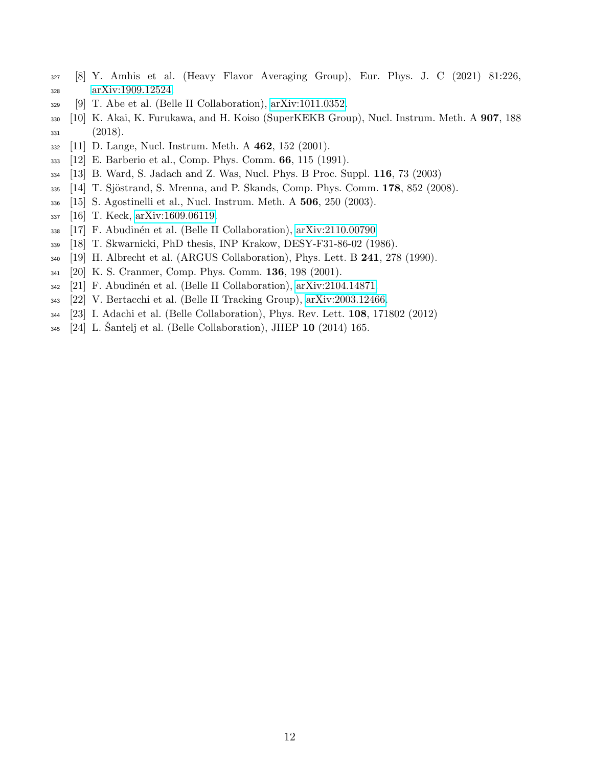[8] Y. Amhis et al. (Heavy Flavor Averaging Group), Eur. Phys. J. C (2021) 81:226, arXiv:1909.12524.

[9] T. Abe et al. (Belle II Collaboration), arXiv:1011.0352.

[10] K. Akai, K. Furukawa, and H. Koiso (SuperKEKB Group), Nucl. Instrum. Meth. A **907**, 188 (2018).

[11] D. Lange, Nucl. Instrum. Meth. A **462**, 152 (2001).

[12] E. Barberio et al., Comp. Phys. Comm. **66**, 115 (1991).

[13] B. Ward, S. Jadach and Z. Was, Nucl. Phys. B Proc. Suppl. **116**, 73 (2003)

[14] T. Sjöstrand, S. Mrenna, and P. Skands, Comp. Phys. Comm. **178**, 852 (2008).

[15] S. Agostinelli et al., Nucl. Instrum. Meth. A **506**, 250 (2003).

[16] T. Keck, arXiv:1609.06119.

[17] F. Abudinén et al. (Belle II Collaboration), arXiv:2110.00790

[18] T. Skwarnicki, PhD thesis, INP Krakow, DESY-F31-86-02 (1986).

[19] H. Albrecht et al. (ARGUS Collaboration), Phys. Lett. B **241**, 278 (1990).

[20] K. S. Cranmer, Comp. Phys. Comm. **136**, 198 (2001).

[21] F. Abudinén et al. (Belle II Collaboration), arXiv:2104.14871.

[22] V. Bertacchi et al. (Belle II Tracking Group), arXiv:2003.12466.

[23] I. Adachi et al. (Belle Collaboration), Phys. Rev. Lett. **108**, 171802 (2012)

[24] L. Šantelj et al. (Belle Collaboration), JHEP **10** (2014) 165.